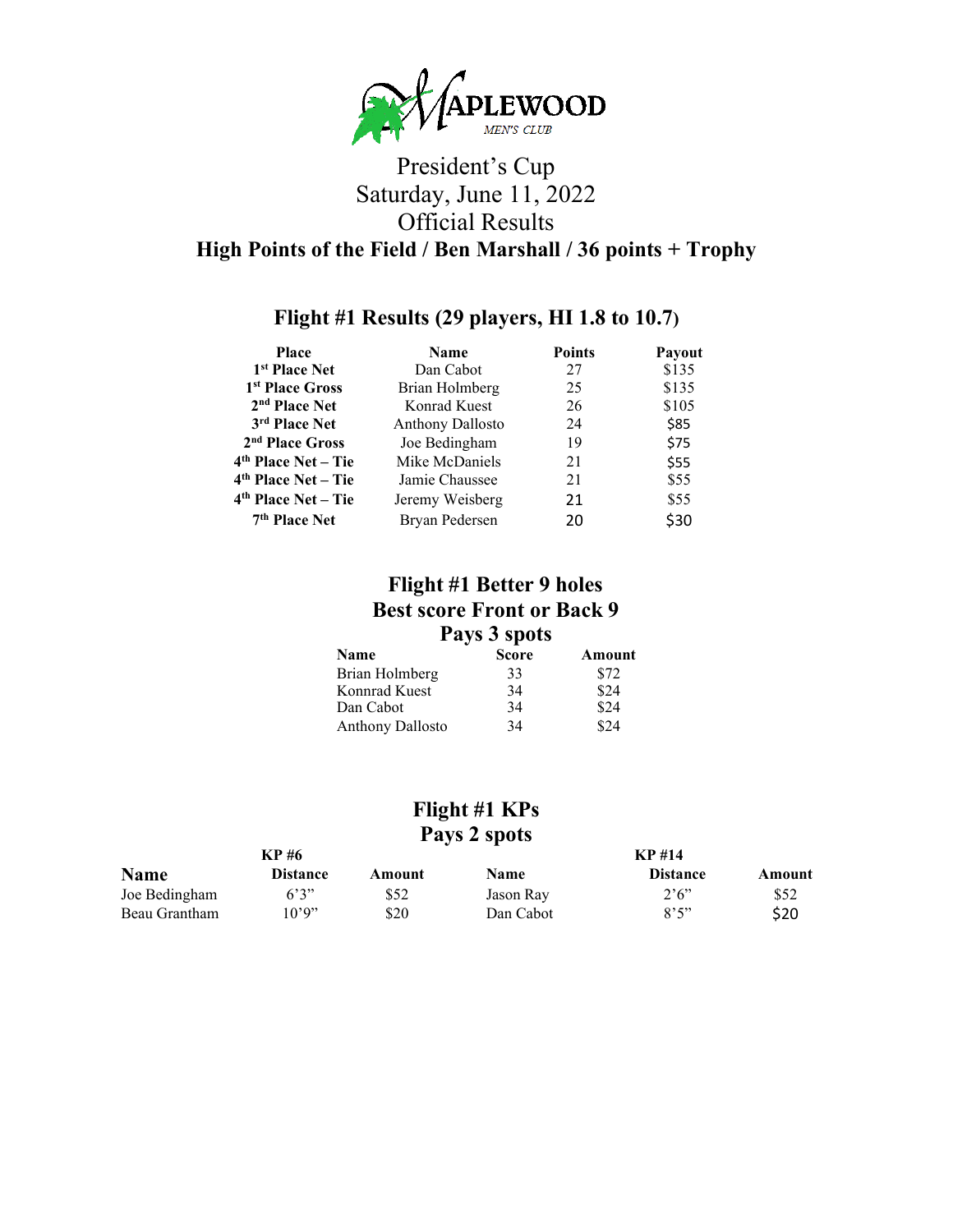APLEWOOD

MEN'S CLUB

# President's Cup
# Saturday, June 11, 2022
# Official Results

## High Points of the Field / Ben Marshall / 36 points + Trophy

## Flight #1 Results (29 players, HI 1.8 to 10.7)

| Place | Name | Points | Payout |
|---|---|---|---|
| 1st Place Net | Dan Cabot | 27 | $135 |
| 1st Place Gross | Brian Holmberg | 25 | $135 |
| 2nd Place Net | Konrad Kuest | 26 | $105 |
| 3rd Place Net | Anthony Dallosto | 24 | $85 |
| 2nd Place Gross | Joe Bedingham | 19 | $75 |
| 4th Place Net – Tie | Mike McDaniels | 21 | $55 |
| 4th Place Net – Tie | Jamie Chaussee | 21 | $55 |
| 4th Place Net – Tie | Jeremy Weisberg | 21 | $55 |
| 7th Place Net | Bryan Pedersen | 20 | $30 |

## Flight #1 Better 9 holes
## Best score Front or Back 9
## Pays 3 spots

| Name | Score | Amount |
|---|---|---|
| Brian Holmberg | 33 | $72 |
| Konnrad Kuest | 34 | $24 |
| Dan Cabot | 34 | $24 |
| Anthony Dallosto | 34 | $24 |

## Flight #1 KPs
## Pays 2 spots

| KP #6 | | | KP #14 | | |
|---|---|---|---|---|---|
| Name | Distance | Amount | Name | Distance | Amount |
| Joe Bedingham | 6'3" | $52 | Jason Ray | 2'6" | $52 |
| Beau Grantham | 10'9" | $20 | Dan Cabot | 8'5" | $20 |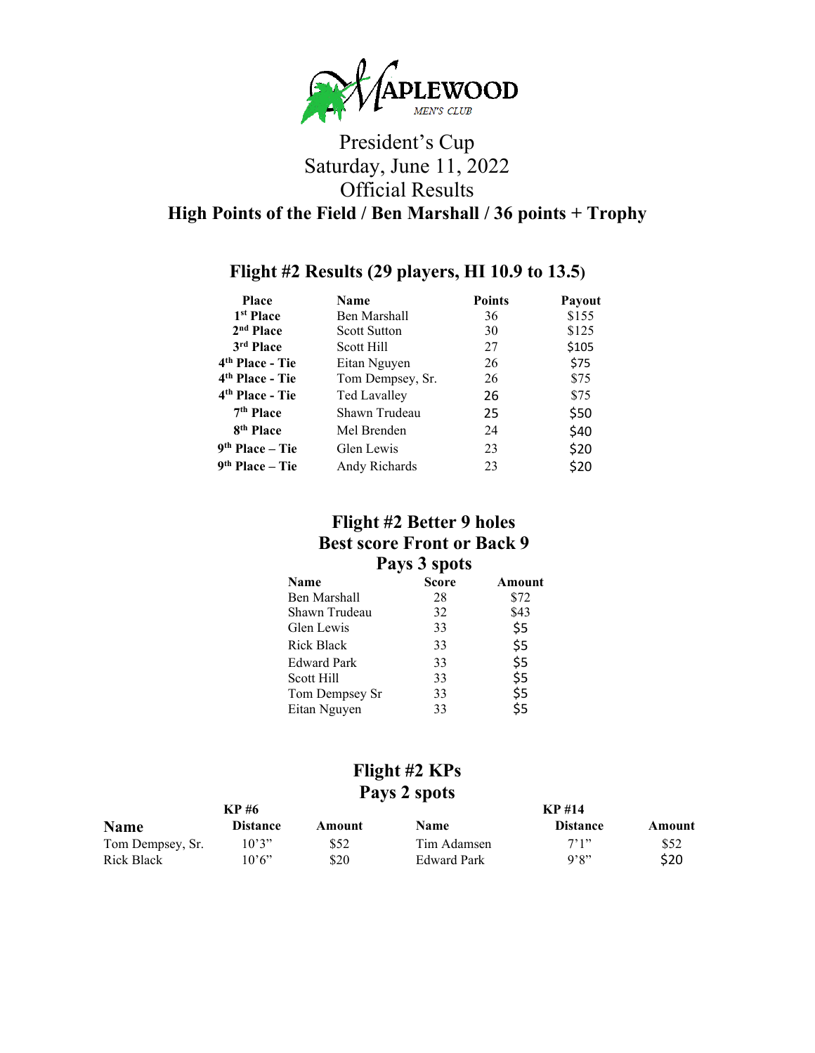# MAPLEWOOD MEN'S CLUB

## President's Cup
## Saturday, June 11, 2022
## Official Results

**High Points of the Field / Ben Marshall / 36 points + Trophy**

### Flight #2 Results (29 players, HI 10.9 to 13.5)

| Place | Name | Points | Payout |
|---|---|---|---|
| 1st Place | Ben Marshall | 36 | $155 |
| 2nd Place | Scott Sutton | 30 | $125 |
| 3rd Place | Scott Hill | 27 | $105 |
| 4th Place - Tie | Eitan Nguyen | 26 | $75 |
| 4th Place - Tie | Tom Dempsey, Sr. | 26 | $75 |
| 4th Place - Tie | Ted Lavalley | 26 | $75 |
| 7th Place | Shawn Trudeau | 25 | $50 |
| 8th Place | Mel Brenden | 24 | $40 |
| 9th Place – Tie | Glen Lewis | 23 | $20 |
| 9th Place – Tie | Andy Richards | 23 | $20 |

### Flight #2 Better 9 holes
### Best score Front or Back 9
### Pays 3 spots

| Name | Score | Amount |
|---|---|---|
| Ben Marshall | 28 | $72 |
| Shawn Trudeau | 32 | $43 |
| Glen Lewis | 33 | $5 |
| Rick Black | 33 | $5 |
| Edward Park | 33 | $5 |
| Scott Hill | 33 | $5 |
| Tom Dempsey Sr | 33 | $5 |
| Eitan Nguyen | 33 | $5 |

### Flight #2 KPs
### Pays 2 spots

| | KP #6 | | | KP #14 | |
|---|---|---|---|---|---|
| Name | Distance | Amount | Name | Distance | Amount |
| Tom Dempsey, Sr. | 10'3" | $52 | Tim Adamsen | 7'1" | $52 |
| Rick Black | 10'6" | $20 | Edward Park | 9'8" | $20 |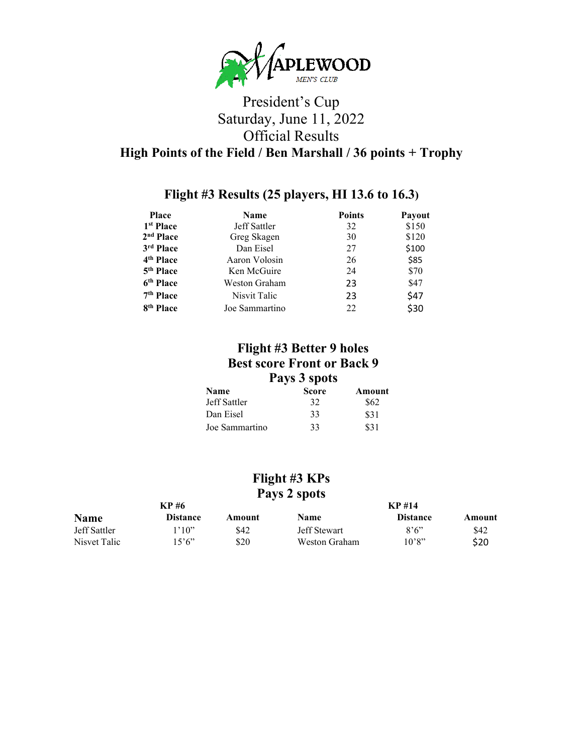MAPLEWOOD MEN'S CLUB

# President's Cup
# Saturday, June 11, 2022
# Official Results

**High Points of the Field / Ben Marshall / 36 points + Trophy**

## Flight #3 Results (25 players, HI 13.6 to 16.3)

| Place | Name | Points | Payout |
|---|---|---|---|
| 1st Place | Jeff Sattler | 32 | $150 |
| 2nd Place | Greg Skagen | 30 | $120 |
| 3rd Place | Dan Eisel | 27 | $100 |
| 4th Place | Aaron Volosin | 26 | $85 |
| 5th Place | Ken McGuire | 24 | $70 |
| 6th Place | Weston Graham | 23 | $47 |
| 7th Place | Nisvit Talic | 23 | $47 |
| 8th Place | Joe Sammartino | 22 | $30 |

## Flight #3 Better 9 holes
## Best score Front or Back 9
## Pays 3 spots

| Name | Score | Amount |
|---|---|---|
| Jeff Sattler | 32 | $62 |
| Dan Eisel | 33 | $31 |
| Joe Sammartino | 33 | $31 |

## Flight #3 KPs
## Pays 2 spots

| | KP #6 | | | KP #14 | |
|---|---|---|---|---|---|
| Name | Distance | Amount | Name | Distance | Amount |
| Jeff Sattler | 1'10" | $42 | Jeff Stewart | 8'6" | $42 |
| Nisvet Talic | 15'6" | $20 | Weston Graham | 10'8" | $20 |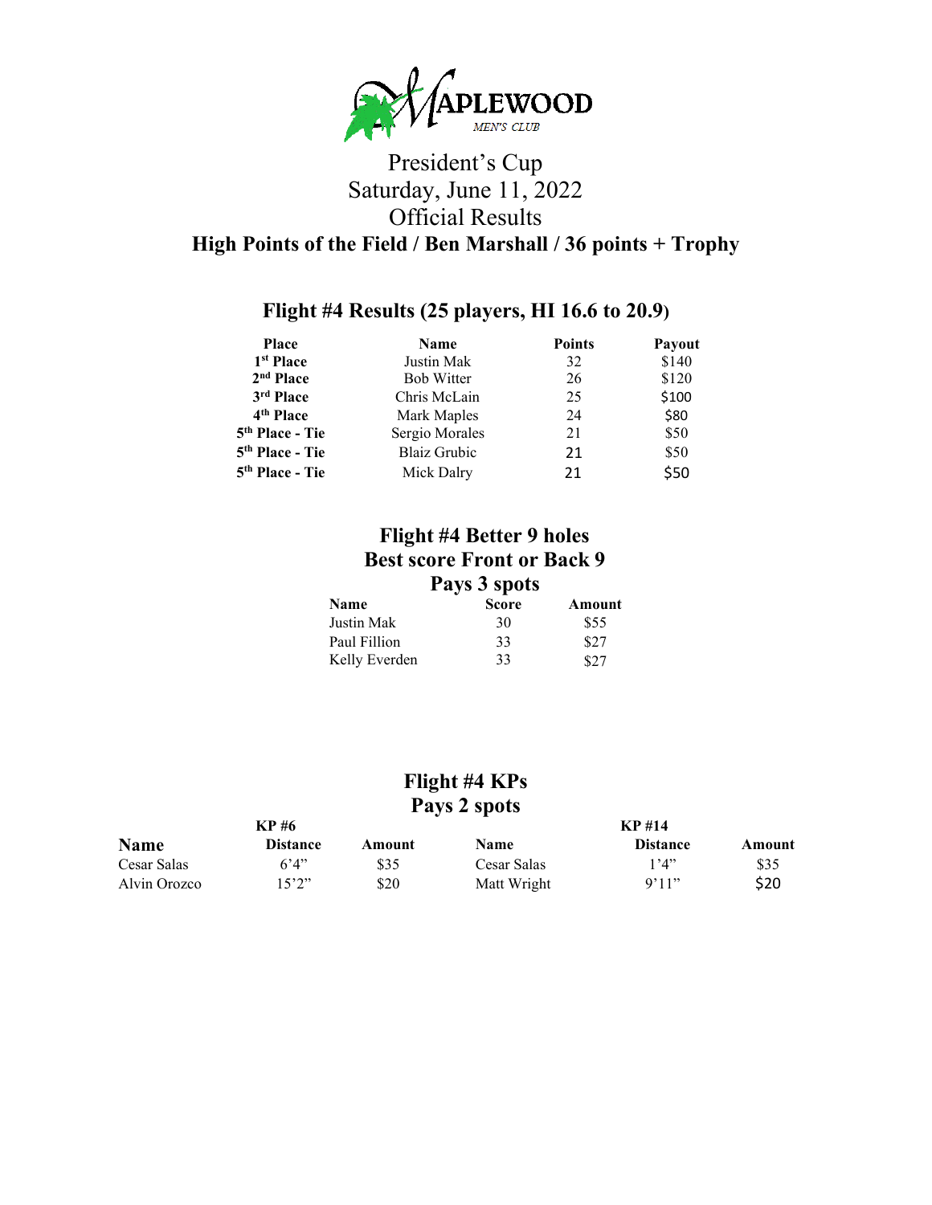MAPLEWOOD
MEN'S CLUB

# President's Cup
## Saturday, June 11, 2022
## Official Results

**High Points of the Field / Ben Marshall / 36 points + Trophy**

### Flight #4 Results (25 players, HI 16.6 to 20.9)

| Place | Name | Points | Payout |
|---|---|---|---|
| 1st Place | Justin Mak | 32 | $140 |
| 2nd Place | Bob Witter | 26 | $120 |
| 3rd Place | Chris McLain | 25 | $100 |
| 4th Place | Mark Maples | 24 | $80 |
| 5th Place - Tie | Sergio Morales | 21 | $50 |
| 5th Place - Tie | Blaiz Grubic | 21 | $50 |
| 5th Place - Tie | Mick Dalry | 21 | $50 |

### Flight #4 Better 9 holes
### Best score Front or Back 9
### Pays 3 spots

| Name | Score | Amount |
|---|---|---|
| Justin Mak | 30 | $55 |
| Paul Fillion | 33 | $27 |
| Kelly Everden | 33 | $27 |

### Flight #4 KPs
### Pays 2 spots

| | KP #6 | | | KP #14 | |
|---|---|---|---|---|---|
| **Name** | **Distance** | **Amount** | **Name** | **Distance** | **Amount** |
| Cesar Salas | 6'4" | $35 | Cesar Salas | 1'4" | $35 |
| Alvin Orozco | 15'2" | $20 | Matt Wright | 9'11" | $20 |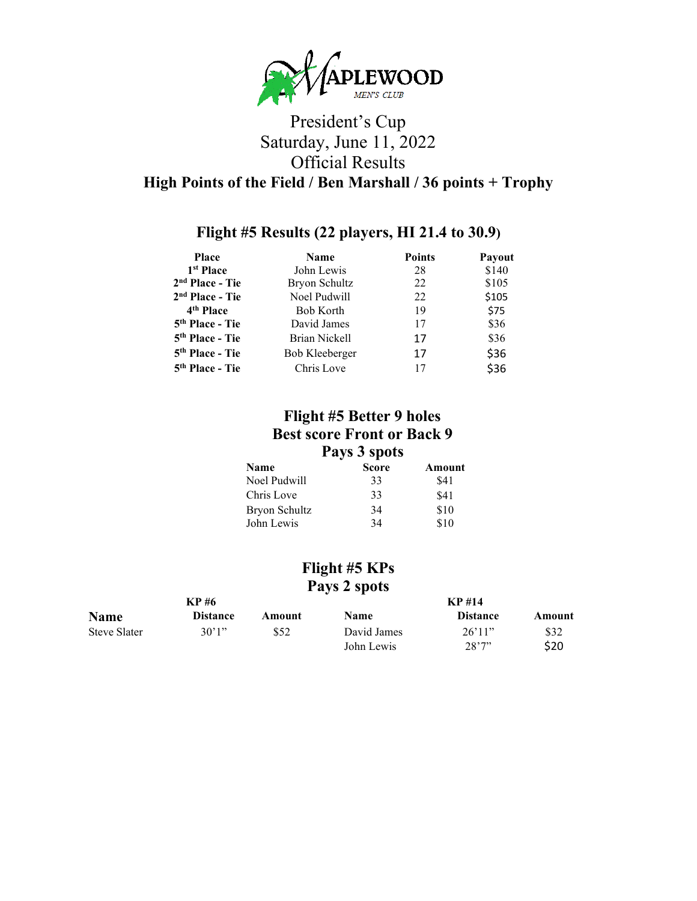MAPLEWOOD MEN'S CLUB

# President's Cup
## Saturday, June 11, 2022
## Official Results

**High Points of the Field / Ben Marshall / 36 points + Trophy**

### Flight #5 Results (22 players, HI 21.4 to 30.9)

| Place | Name | Points | Payout |
|---|---|---|---|
| 1st Place | John Lewis | 28 | $140 |
| 2nd Place - Tie | Bryon Schultz | 22 | $105 |
| 2nd Place - Tie | Noel Pudwill | 22 | $105 |
| 4th Place | Bob Korth | 19 | $75 |
| 5th Place - Tie | David James | 17 | $36 |
| 5th Place - Tie | Brian Nickell | 17 | $36 |
| 5th Place - Tie | Bob Kleeberger | 17 | $36 |
| 5th Place - Tie | Chris Love | 17 | $36 |

### Flight #5 Better 9 holes
### Best score Front or Back 9
### Pays 3 spots

| Name | Score | Amount |
|---|---|---|
| Noel Pudwill | 33 | $41 |
| Chris Love | 33 | $41 |
| Bryon Schultz | 34 | $10 |
| John Lewis | 34 | $10 |

### Flight #5 KPs
### Pays 2 spots

| | KP #6 | | | KP #14 | |
|---|---|---|---|---|---|
| Name | Distance | Amount | Name | Distance | Amount |
| Steve Slater | 30'1" | $52 | David James | 26'11" | $32 |
| | | | John Lewis | 28'7" | $20 |